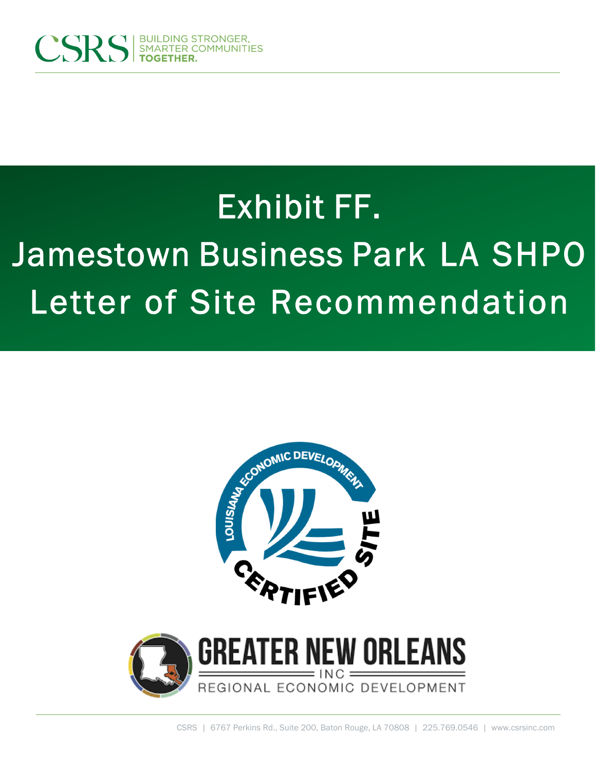# Exhibit FF.

# Jamestown Business Park LA SHPO Letter of Site Recommendation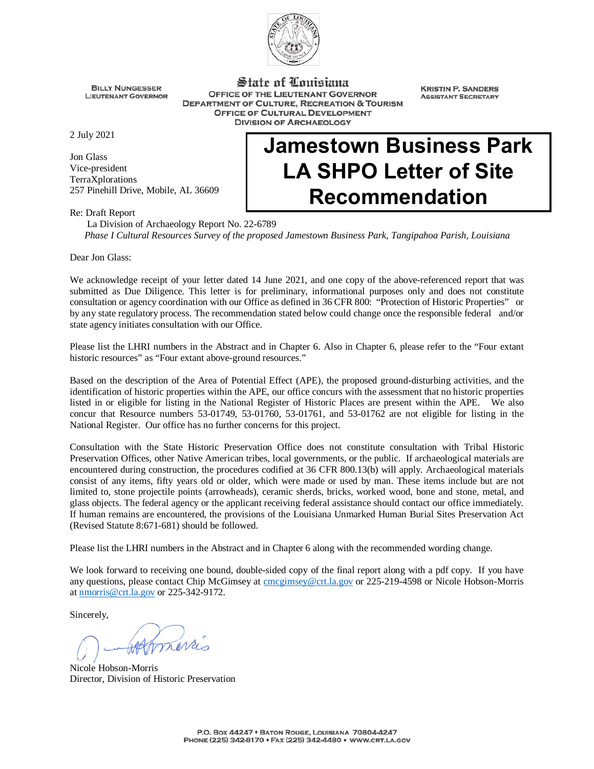State of Louisiana

**BILLY NUNGESSER**
LIEUTENANT GOVERNOR

OFFICE OF THE LIEUTENANT GOVERNOR
DEPARTMENT OF CULTURE, RECREATION & TOURISM
OFFICE OF CULTURAL DEVELOPMENT
DIVISION OF ARCHAEOLOGY

**KRISTIN P. SANDERS**
ASSISTANT SECRETARY

# Jamestown Business Park LA SHPO Letter of Site Recommendation

2 July 2021

Jon Glass
Vice-president
TerraXplorations
257 Pinehill Drive, Mobile, AL 36609

Re: Draft Report
La Division of Archaeology Report No. 22-6789
*Phase I Cultural Resources Survey of the proposed Jamestown Business Park, Tangipahoa Parish, Louisiana*

Dear Jon Glass:

We acknowledge receipt of your letter dated 14 June 2021, and one copy of the above-referenced report that was submitted as Due Diligence. This letter is for preliminary, informational purposes only and does not constitute consultation or agency coordination with our Office as defined in 36 CFR 800: "Protection of Historic Properties" or by any state regulatory process. The recommendation stated below could change once the responsible federal and/or state agency initiates consultation with our Office.

Please list the LHRI numbers in the Abstract and in Chapter 6. Also in Chapter 6, please refer to the "Four extant historic resources" as "Four extant above-ground resources."

Based on the description of the Area of Potential Effect (APE), the proposed ground-disturbing activities, and the identification of historic properties within the APE, our office concurs with the assessment that no historic properties listed in or eligible for listing in the National Register of Historic Places are present within the APE. We also concur that Resource numbers 53-01749, 53-01760, 53-01761, and 53-01762 are not eligible for listing in the National Register. Our office has no further concerns for this project.

Consultation with the State Historic Preservation Office does not constitute consultation with Tribal Historic Preservation Offices, other Native American tribes, local governments, or the public. If archaeological materials are encountered during construction, the procedures codified at 36 CFR 800.13(b) will apply. Archaeological materials consist of any items, fifty years old or older, which were made or used by man. These items include but are not limited to, stone projectile points (arrowheads), ceramic sherds, bricks, worked wood, bone and stone, metal, and glass objects. The federal agency or the applicant receiving federal assistance should contact our office immediately. If human remains are encountered, the provisions of the Louisiana Unmarked Human Burial Sites Preservation Act (Revised Statute 8:671-681) should be followed.

Please list the LHRI numbers in the Abstract and in Chapter 6 along with the recommended wording change.

We look forward to receiving one bound, double-sided copy of the final report along with a pdf copy. If you have any questions, please contact Chip McGimsey at cmcgimsey@crt.la.gov or 225-219-4598 or Nicole Hobson-Morris at nmorris@crt.la.gov or 225-342-9172.

Sincerely,

Nicole Hobson-Morris
Director, Division of Historic Preservation

P.O. BOX 44247 • BATON ROUGE, LOUISIANA 70804-4247
PHONE (225) 342-8170 • FAX (225) 342-4480 • WWW.CRT.LA.GOV